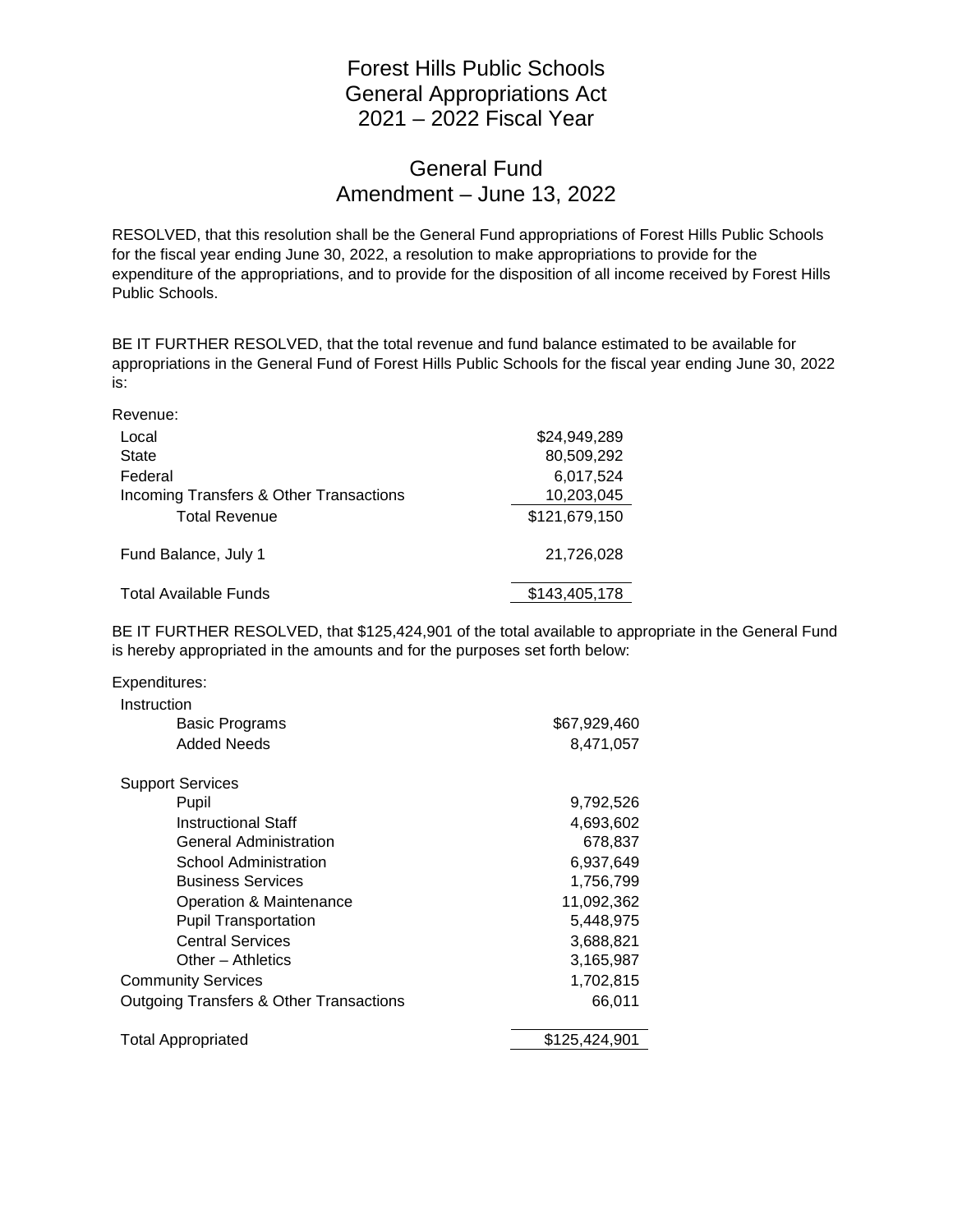# Forest Hills Public Schools
# General Appropriations Act
# 2021 – 2022 Fiscal Year

## General Fund
## Amendment – June 13, 2022

RESOLVED, that this resolution shall be the General Fund appropriations of Forest Hills Public Schools for the fiscal year ending June 30, 2022, a resolution to make appropriations to provide for the expenditure of the appropriations, and to provide for the disposition of all income received by Forest Hills Public Schools.

BE IT FURTHER RESOLVED, that the total revenue and fund balance estimated to be available for appropriations in the General Fund of Forest Hills Public Schools for the fiscal year ending June 30, 2022 is:

| Revenue: | |
|---|---|
| Local | $24,949,289 |
| State | 80,509,292 |
| Federal | 6,017,524 |
| Incoming Transfers & Other Transactions | 10,203,045 |
| Total Revenue | $121,679,150 |
| Fund Balance, July 1 | 21,726,028 |
| Total Available Funds | $143,405,178 |

BE IT FURTHER RESOLVED, that $125,424,901 of the total available to appropriate in the General Fund is hereby appropriated in the amounts and for the purposes set forth below:

| Expenditures: | |
|---|---|
| Instruction | |
| Basic Programs | $67,929,460 |
| Added Needs | 8,471,057 |
| Support Services | |
| Pupil | 9,792,526 |
| Instructional Staff | 4,693,602 |
| General Administration | 678,837 |
| School Administration | 6,937,649 |
| Business Services | 1,756,799 |
| Operation & Maintenance | 11,092,362 |
| Pupil Transportation | 5,448,975 |
| Central Services | 3,688,821 |
| Other – Athletics | 3,165,987 |
| Community Services | 1,702,815 |
| Outgoing Transfers & Other Transactions | 66,011 |
| Total Appropriated | $125,424,901 |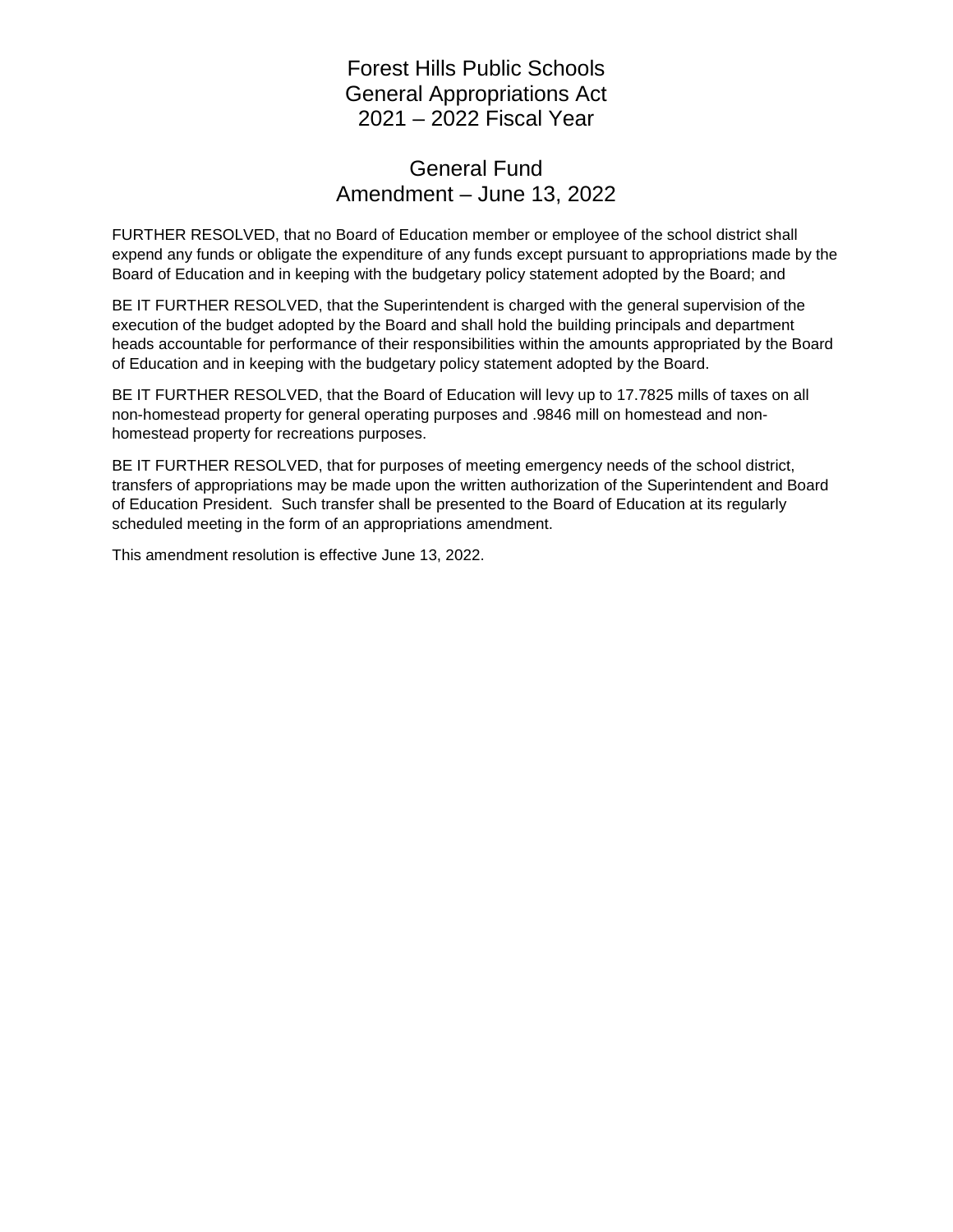# Forest Hills Public Schools
# General Appropriations Act
# 2021 – 2022 Fiscal Year

## General Fund
## Amendment – June 13, 2022

FURTHER RESOLVED, that no Board of Education member or employee of the school district shall expend any funds or obligate the expenditure of any funds except pursuant to appropriations made by the Board of Education and in keeping with the budgetary policy statement adopted by the Board; and

BE IT FURTHER RESOLVED, that the Superintendent is charged with the general supervision of the execution of the budget adopted by the Board and shall hold the building principals and department heads accountable for performance of their responsibilities within the amounts appropriated by the Board of Education and in keeping with the budgetary policy statement adopted by the Board.

BE IT FURTHER RESOLVED, that the Board of Education will levy up to 17.7825 mills of taxes on all non-homestead property for general operating purposes and .9846 mill on homestead and non-homestead property for recreations purposes.

BE IT FURTHER RESOLVED, that for purposes of meeting emergency needs of the school district, transfers of appropriations may be made upon the written authorization of the Superintendent and Board of Education President. Such transfer shall be presented to the Board of Education at its regularly scheduled meeting in the form of an appropriations amendment.

This amendment resolution is effective June 13, 2022.